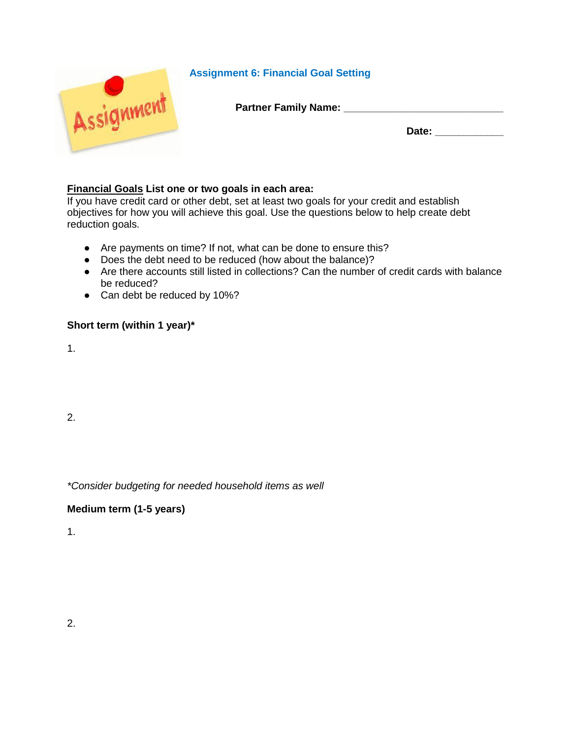## Assignment 6: Financial Goal Setting

**Partner Family Name:** ____________________________

**Date:** ____________

**Financial Goals** **List one or two goals in each area:**
If you have credit card or other debt, set at least two goals for your credit and establish objectives for how you will achieve this goal. Use the questions below to help create debt reduction goals.

- Are payments on time? If not, what can be done to ensure this?
- Does the debt need to be reduced (how about the balance)?
- Are there accounts still listed in collections? Can the number of credit cards with balance be reduced?
- Can debt be reduced by 10%?

**Short term (within 1 year)***

1.

2.

*\*Consider budgeting for needed household items as well*

**Medium term (1-5 years)**

1.

2.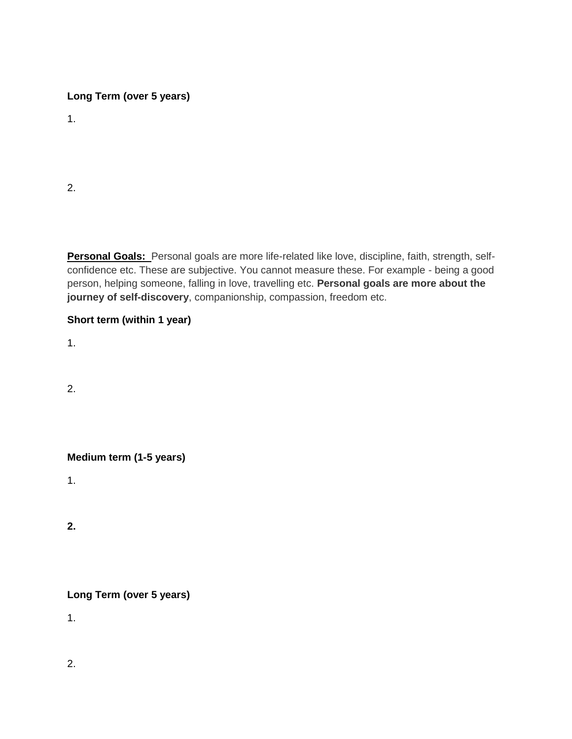**Long Term (over 5 years)**

1.

2.

**Personal Goals:** Personal goals are more life-related like love, discipline, faith, strength, self-confidence etc. These are subjective. You cannot measure these. For example - being a good person, helping someone, falling in love, travelling etc. **Personal goals are more about the journey of self-discovery**, companionship, compassion, freedom etc.

**Short term (within 1 year)**

1.

2.

**Medium term (1-5 years)**

1.

**2.**

**Long Term (over 5 years)**

1.

2.